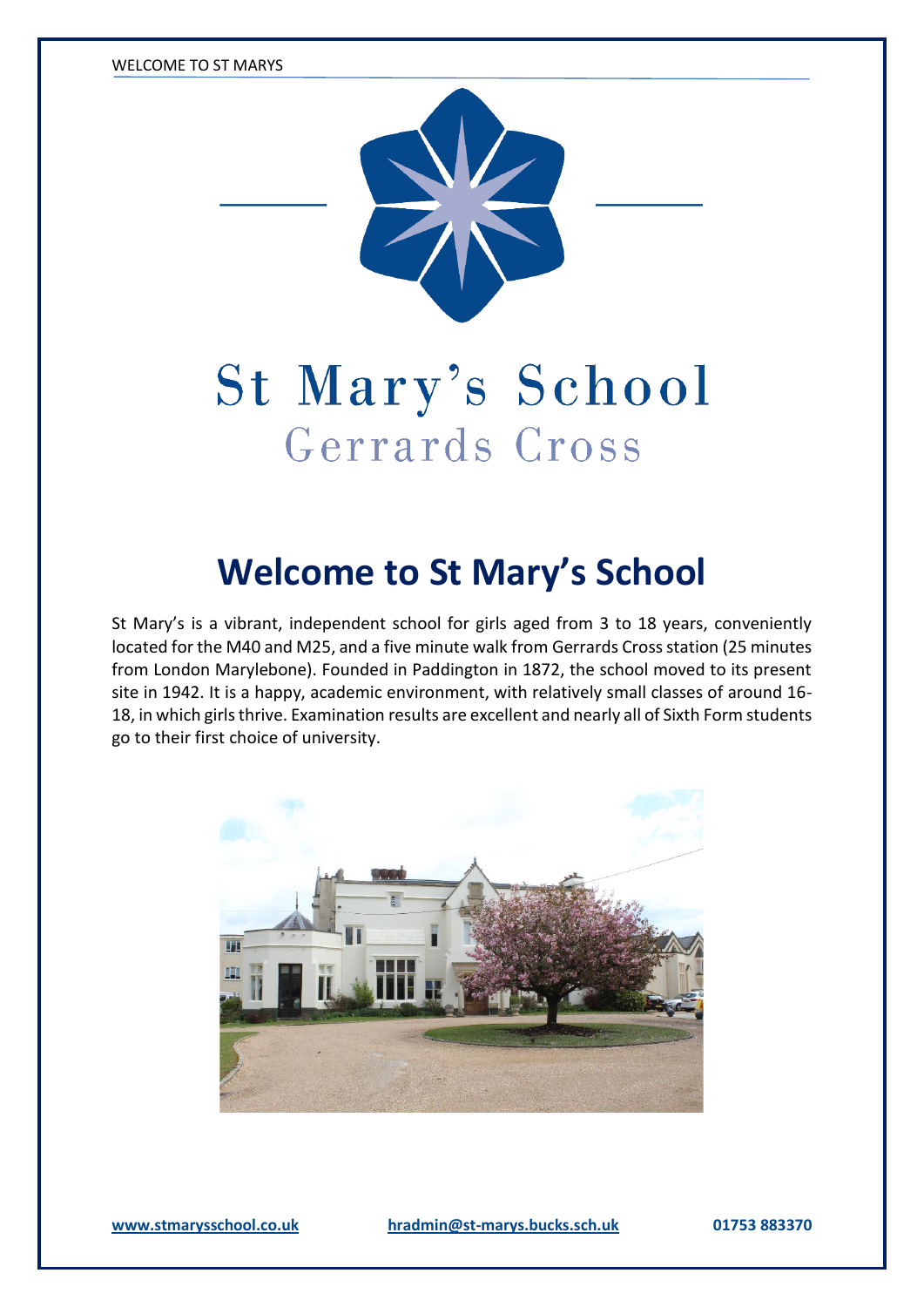# St Mary's School

Gerrards Cross

## Welcome to St Mary's School

St Mary's is a vibrant, independent school for girls aged from 3 to 18 years, conveniently located for the M40 and M25, and a five minute walk from Gerrards Cross station (25 minutes from London Marylebone). Founded in Paddington in 1872, the school moved to its present site in 1942. It is a happy, academic environment, with relatively small classes of around 16-18, in which girls thrive. Examination results are excellent and nearly all of Sixth Form students go to their first choice of university.

www.stmarysschool.co.uk hradmin@st-marys.bucks.sch.uk 01753 883370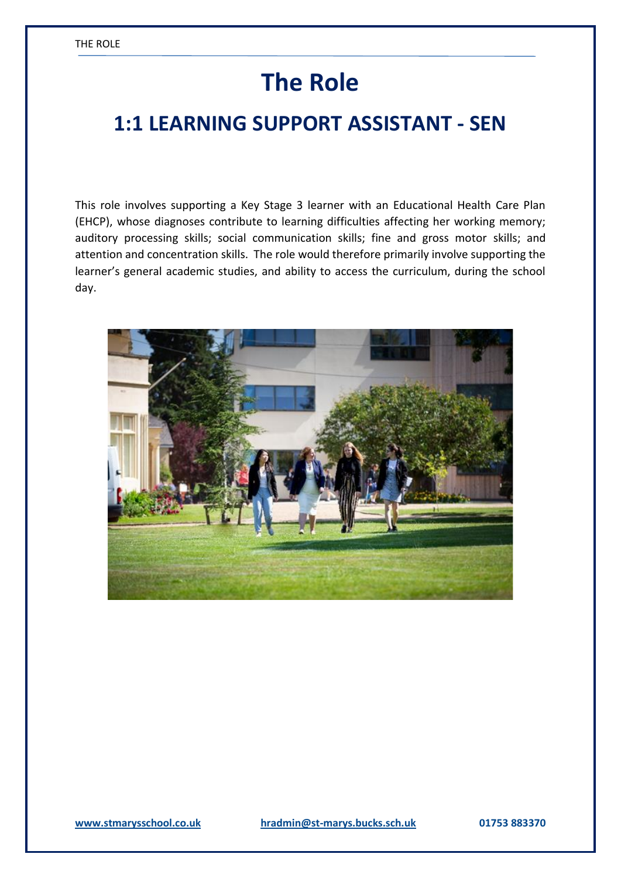# The Role

## 1:1 LEARNING SUPPORT ASSISTANT - SEN

This role involves supporting a Key Stage 3 learner with an Educational Health Care Plan (EHCP), whose diagnoses contribute to learning difficulties affecting her working memory; auditory processing skills; social communication skills; fine and gross motor skills; and attention and concentration skills. The role would therefore primarily involve supporting the learner's general academic studies, and ability to access the curriculum, during the school day.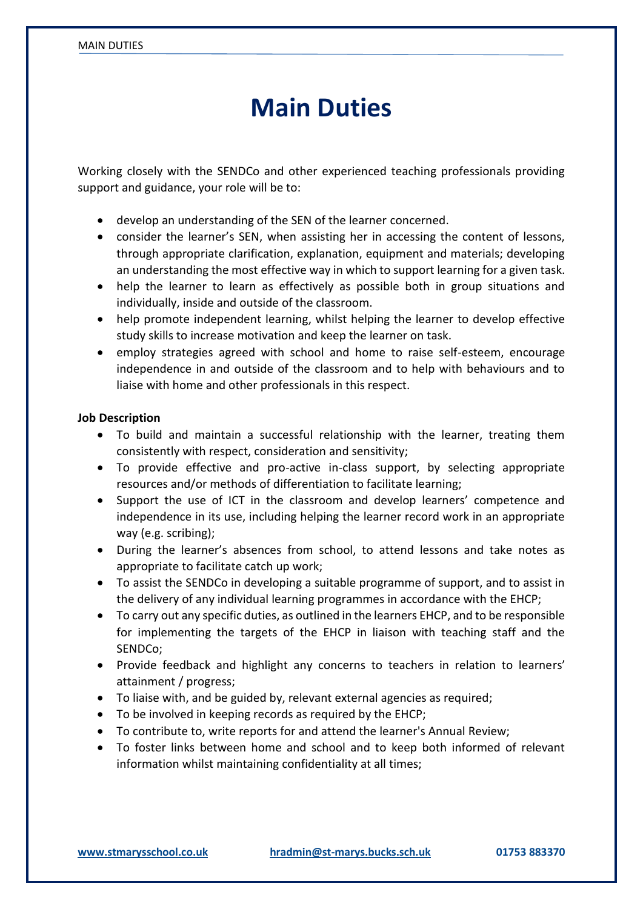# Main Duties

Working closely with the SENDCo and other experienced teaching professionals providing support and guidance, your role will be to:

- develop an understanding of the SEN of the learner concerned.
- consider the learner's SEN, when assisting her in accessing the content of lessons, through appropriate clarification, explanation, equipment and materials; developing an understanding the most effective way in which to support learning for a given task.
- help the learner to learn as effectively as possible both in group situations and individually, inside and outside of the classroom.
- help promote independent learning, whilst helping the learner to develop effective study skills to increase motivation and keep the learner on task.
- employ strategies agreed with school and home to raise self-esteem, encourage independence in and outside of the classroom and to help with behaviours and to liaise with home and other professionals in this respect.

**Job Description**

- To build and maintain a successful relationship with the learner, treating them consistently with respect, consideration and sensitivity;
- To provide effective and pro-active in-class support, by selecting appropriate resources and/or methods of differentiation to facilitate learning;
- Support the use of ICT in the classroom and develop learners' competence and independence in its use, including helping the learner record work in an appropriate way (e.g. scribing);
- During the learner's absences from school, to attend lessons and take notes as appropriate to facilitate catch up work;
- To assist the SENDCo in developing a suitable programme of support, and to assist in the delivery of any individual learning programmes in accordance with the EHCP;
- To carry out any specific duties, as outlined in the learners EHCP, and to be responsible for implementing the targets of the EHCP in liaison with teaching staff and the SENDCo;
- Provide feedback and highlight any concerns to teachers in relation to learners' attainment / progress;
- To liaise with, and be guided by, relevant external agencies as required;
- To be involved in keeping records as required by the EHCP;
- To contribute to, write reports for and attend the learner's Annual Review;
- To foster links between home and school and to keep both informed of relevant information whilst maintaining confidentiality at all times;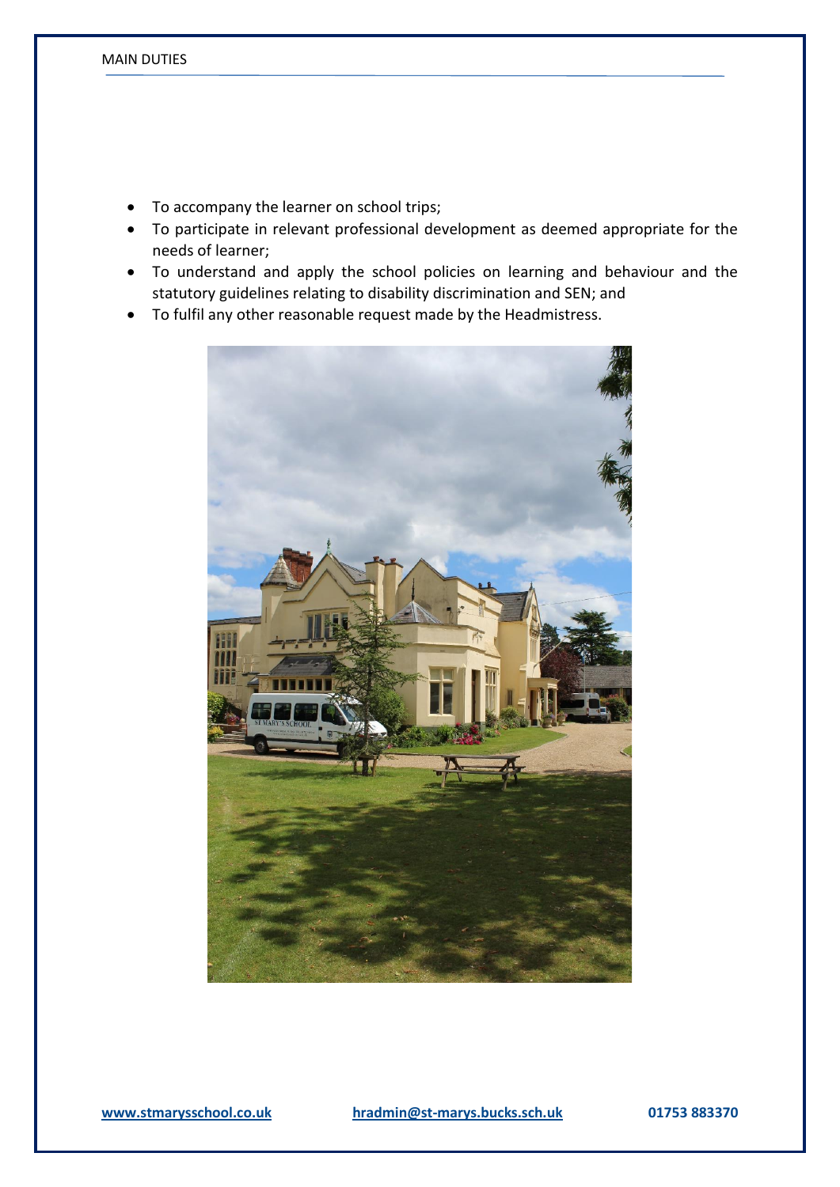- To accompany the learner on school trips;
- To participate in relevant professional development as deemed appropriate for the needs of learner;
- To understand and apply the school policies on learning and behaviour and the statutory guidelines relating to disability discrimination and SEN; and
- To fulfil any other reasonable request made by the Headmistress.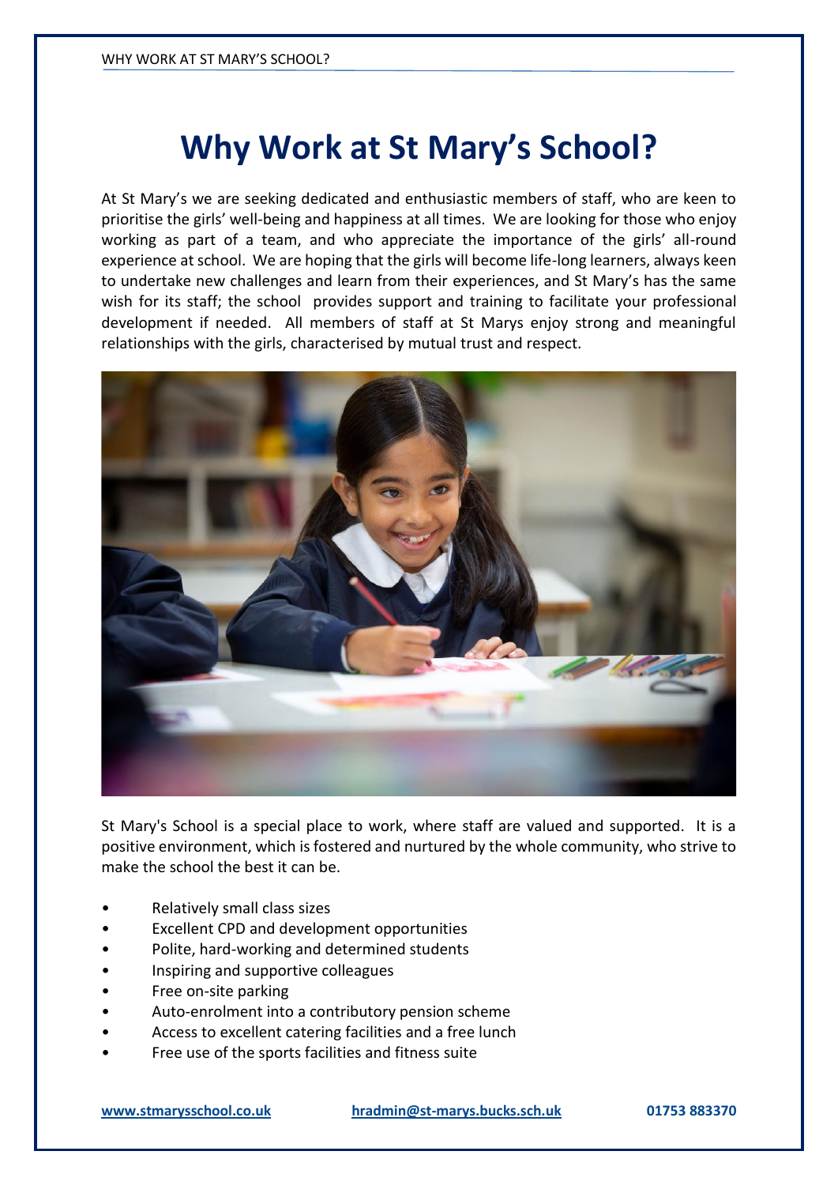# Why Work at St Mary's School?

At St Mary's we are seeking dedicated and enthusiastic members of staff, who are keen to prioritise the girls' well-being and happiness at all times. We are looking for those who enjoy working as part of a team, and who appreciate the importance of the girls' all-round experience at school. We are hoping that the girls will become life-long learners, always keen to undertake new challenges and learn from their experiences, and St Mary's has the same wish for its staff; the school provides support and training to facilitate your professional development if needed. All members of staff at St Marys enjoy strong and meaningful relationships with the girls, characterised by mutual trust and respect.

St Mary's School is a special place to work, where staff are valued and supported. It is a positive environment, which is fostered and nurtured by the whole community, who strive to make the school the best it can be.

- Relatively small class sizes
- Excellent CPD and development opportunities
- Polite, hard-working and determined students
- Inspiring and supportive colleagues
- Free on-site parking
- Auto-enrolment into a contributory pension scheme
- Access to excellent catering facilities and a free lunch
- Free use of the sports facilities and fitness suite

**www.stmarysschool.co.uk** **hradmin@st-marys.bucks.sch.uk** **01753 883370**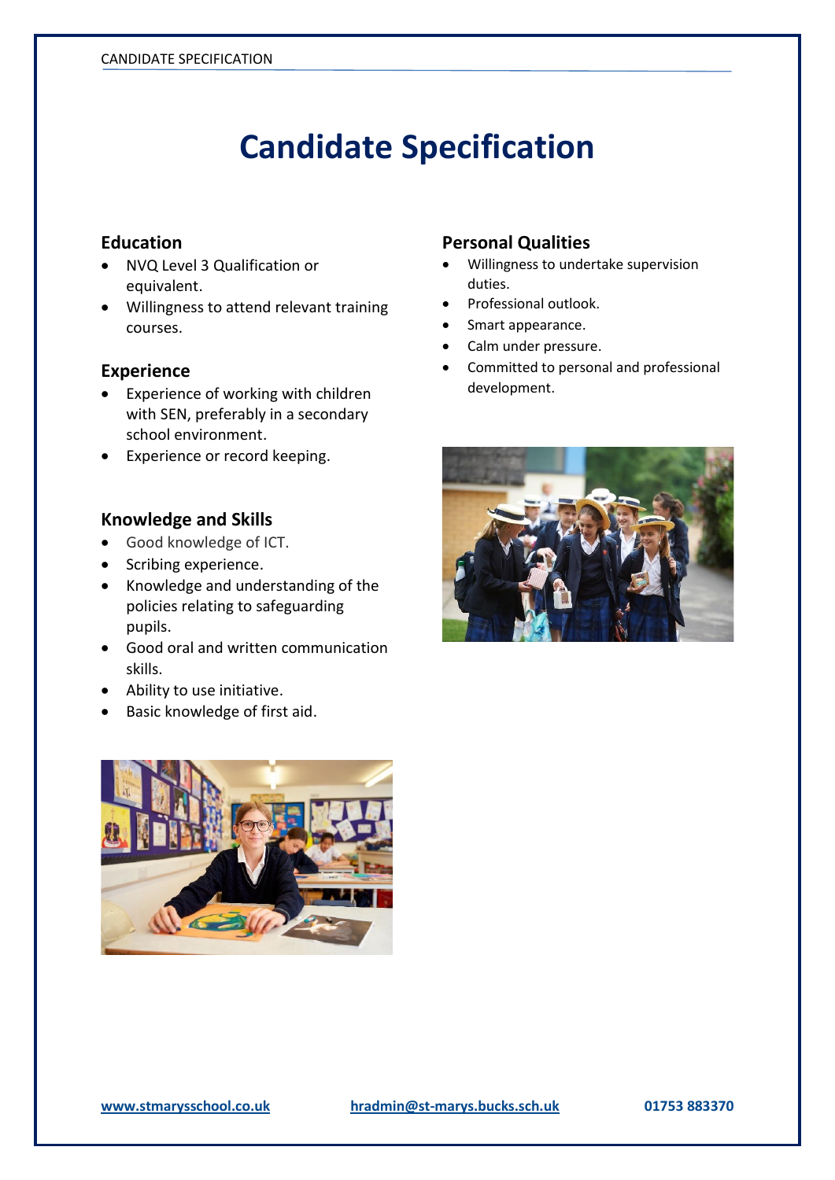# Candidate Specification

## Education

- NVQ Level 3 Qualification or equivalent.
- Willingness to attend relevant training courses.

## Experience

- Experience of working with children with SEN, preferably in a secondary school environment.
- Experience or record keeping.

## Knowledge and Skills

- Good knowledge of ICT.
- Scribing experience.
- Knowledge and understanding of the policies relating to safeguarding pupils.
- Good oral and written communication skills.
- Ability to use initiative.
- Basic knowledge of first aid.

## Personal Qualities

- Willingness to undertake supervision duties.
- Professional outlook.
- Smart appearance.
- Calm under pressure.
- Committed to personal and professional development.

www.stmarysschool.co.uk hradmin@st-marys.bucks.sch.uk 01753 883370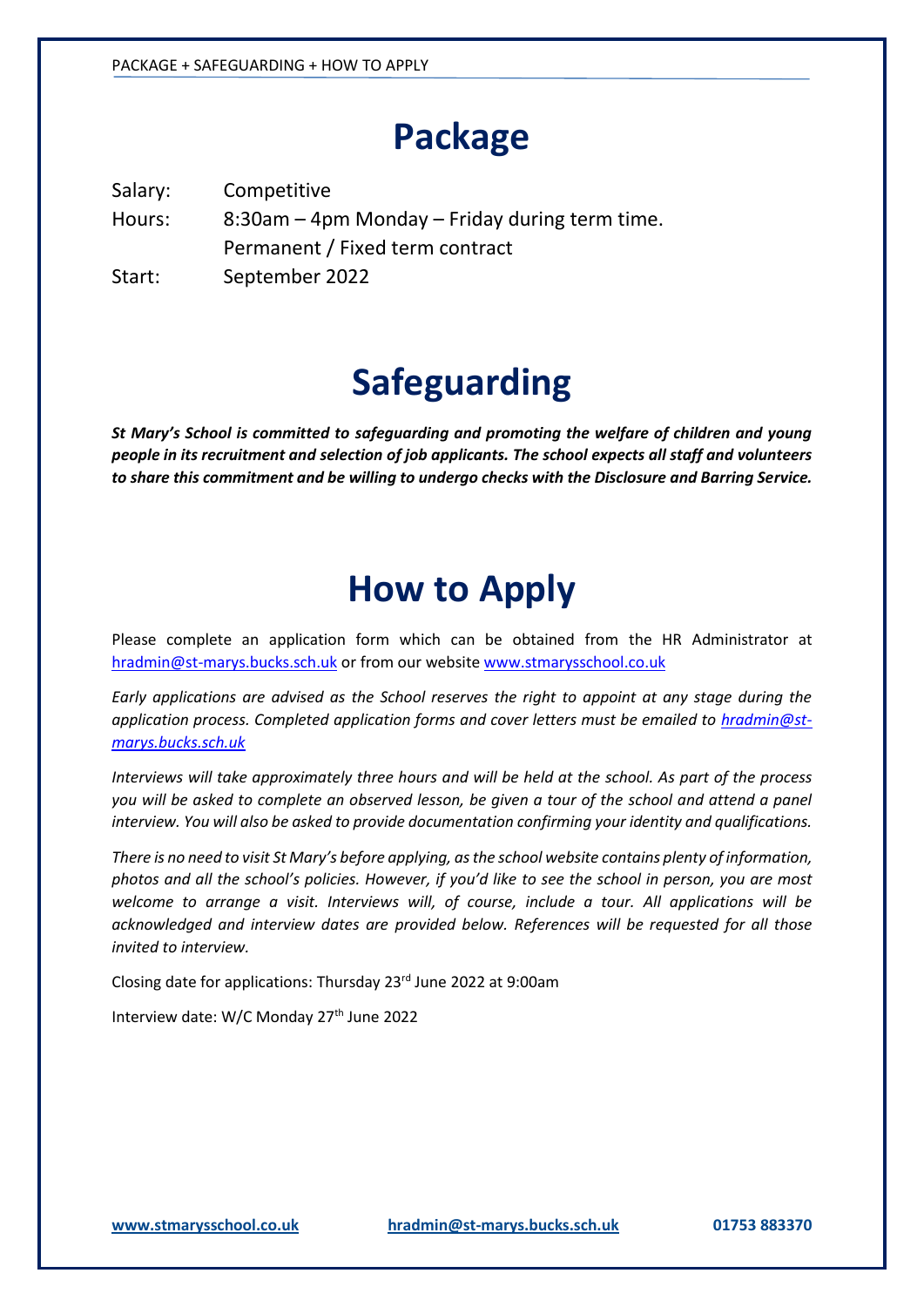# Package

Salary: Competitive

Hours: 8:30am – 4pm Monday – Friday during term time.
Permanent / Fixed term contract

Start: September 2022

# Safeguarding

***St Mary's School is committed to safeguarding and promoting the welfare of children and young people in its recruitment and selection of job applicants. The school expects all staff and volunteers to share this commitment and be willing to undergo checks with the Disclosure and Barring Service.***

# How to Apply

Please complete an application form which can be obtained from the HR Administrator at hradmin@st-marys.bucks.sch.uk or from our website www.stmarysschool.co.uk

*Early applications are advised as the School reserves the right to appoint at any stage during the application process. Completed application forms and cover letters must be emailed to hradmin@st-marys.bucks.sch.uk*

*Interviews will take approximately three hours and will be held at the school. As part of the process you will be asked to complete an observed lesson, be given a tour of the school and attend a panel interview. You will also be asked to provide documentation confirming your identity and qualifications.*

*There is no need to visit St Mary's before applying, as the school website contains plenty of information, photos and all the school's policies. However, if you'd like to see the school in person, you are most welcome to arrange a visit. Interviews will, of course, include a tour. All applications will be acknowledged and interview dates are provided below. References will be requested for all those invited to interview.*

Closing date for applications: Thursday 23rd June 2022 at 9:00am

Interview date: W/C Monday 27th June 2022

**www.stmarysschool.co.uk** **hradmin@st-marys.bucks.sch.uk** **01753 883370**